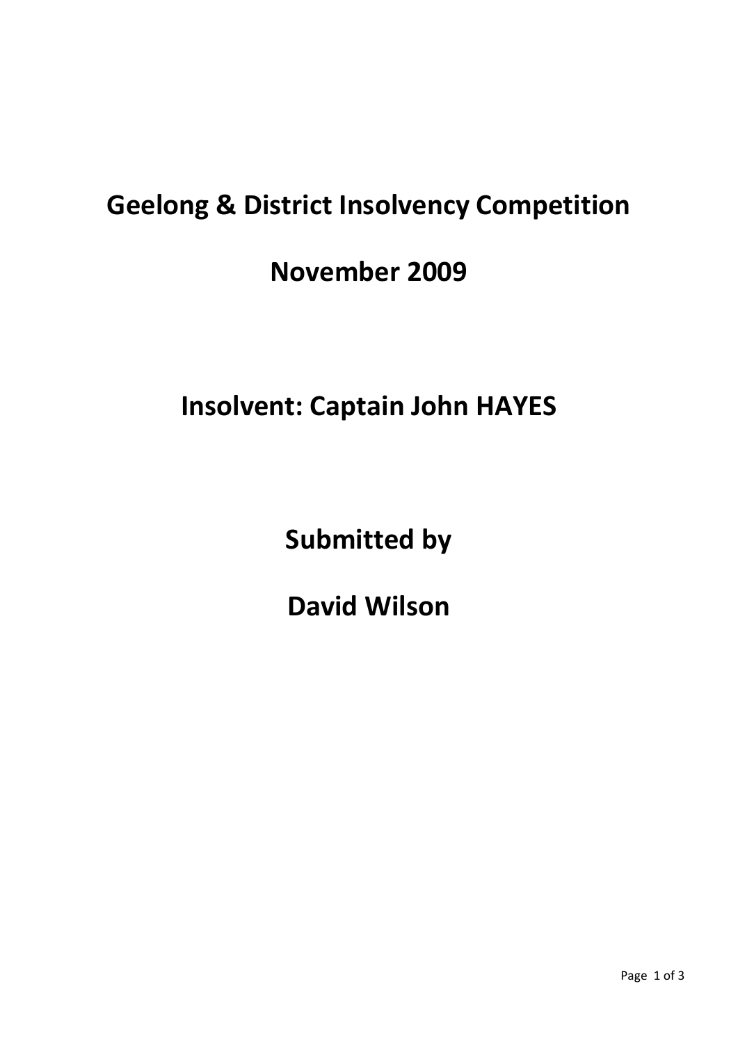# Geelong & District Insolvency Competition

# November 2009

# Insolvent: Captain John HAYES

# Submitted by

# David Wilson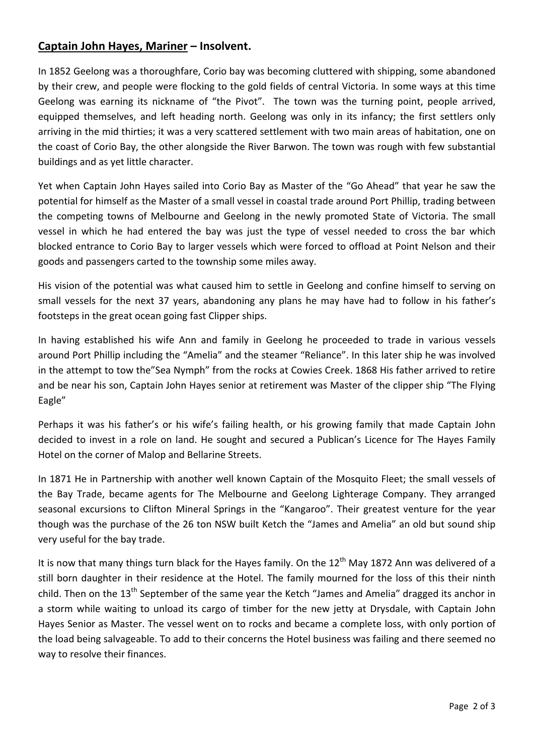## **<u>Captain John Hayes, Mariner</u> – Insolvent.**

In 1852 Geelong was a thoroughfare, Corio bay was becoming cluttered with shipping, some abandoned by their crew, and people were flocking to the gold fields of central Victoria. In some ways at this time Geelong was earning its nickname of "the Pivot". The town was the turning point, people arrived, equipped themselves, and left heading north. Geelong was only in its infancy; the first settlers only arriving in the mid thirties; it was a very scattered settlement with two main areas of habitation, one on the coast of Corio Bay, the other alongside the River Barwon. The town was rough with few substantial buildings and as yet little character.

Yet when Captain John Hayes sailed into Corio Bay as Master of the "Go Ahead" that year he saw the potential for himself as the Master of a small vessel in coastal trade around Port Phillip, trading between the competing towns of Melbourne and Geelong in the newly promoted State of Victoria. The small vessel in which he had entered the bay was just the type of vessel needed to cross the bar which blocked entrance to Corio Bay to larger vessels which were forced to offload at Point Nelson and their goods and passengers carted to the township some miles away.

His vision of the potential was what caused him to settle in Geelong and confine himself to serving on small vessels for the next 37 years, abandoning any plans he may have had to follow in his father's footsteps in the great ocean going fast Clipper ships.

In having established his wife Ann and family in Geelong he proceeded to trade in various vessels around Port Phillip including the "Amelia" and the steamer "Reliance". In this later ship he was involved in the attempt to tow the"Sea Nymph" from the rocks at Cowies Creek. 1868 His father arrived to retire and be near his son, Captain John Hayes senior at retirement was Master of the clipper ship "The Flying Eagle"

Perhaps it was his father's or his wife's failing health, or his growing family that made Captain John decided to invest in a role on land. He sought and secured a Publican's Licence for The Hayes Family Hotel on the corner of Malop and Bellarine Streets.

In 1871 He in Partnership with another well known Captain of the Mosquito Fleet; the small vessels of the Bay Trade, became agents for The Melbourne and Geelong Lighterage Company. They arranged seasonal excursions to Clifton Mineral Springs in the "Kangaroo". Their greatest venture for the year though was the purchase of the 26 ton NSW built Ketch the "James and Amelia" an old but sound ship very useful for the bay trade.

It is now that many things turn black for the Hayes family. On the 12th May 1872 Ann was delivered of a still born daughter in their residence at the Hotel. The family mourned for the loss of this their ninth child. Then on the 13th September of the same year the Ketch "James and Amelia" dragged its anchor in a storm while waiting to unload its cargo of timber for the new jetty at Drysdale, with Captain John Hayes Senior as Master. The vessel went on to rocks and became a complete loss, with only portion of the load being salvageable. To add to their concerns the Hotel business was failing and there seemed no way to resolve their finances.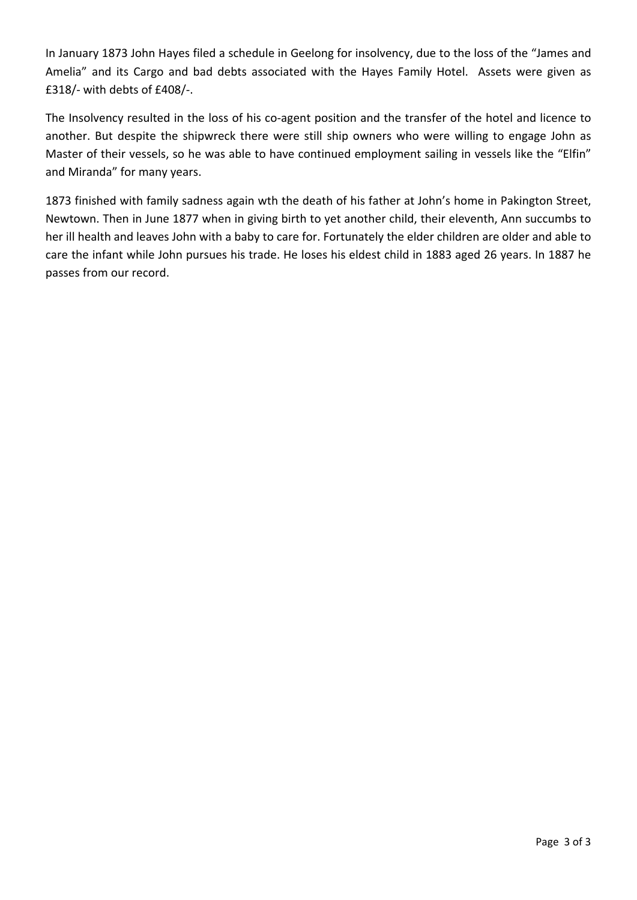In January 1873 John Hayes filed a schedule in Geelong for insolvency, due to the loss of the "James and Amelia" and its Cargo and bad debts associated with the Hayes Family Hotel. Assets were given as £318/- with debts of £408/-.

The Insolvency resulted in the loss of his co-agent position and the transfer of the hotel and licence to another. But despite the shipwreck there were still ship owners who were willing to engage John as Master of their vessels, so he was able to have continued employment sailing in vessels like the "Elfin" and Miranda" for many years.

1873 finished with family sadness again wth the death of his father at John's home in Pakington Street, Newtown. Then in June 1877 when in giving birth to yet another child, their eleventh, Ann succumbs to her ill health and leaves John with a baby to care for. Fortunately the elder children are older and able to care the infant while John pursues his trade. He loses his eldest child in 1883 aged 26 years. In 1887 he passes from our record.